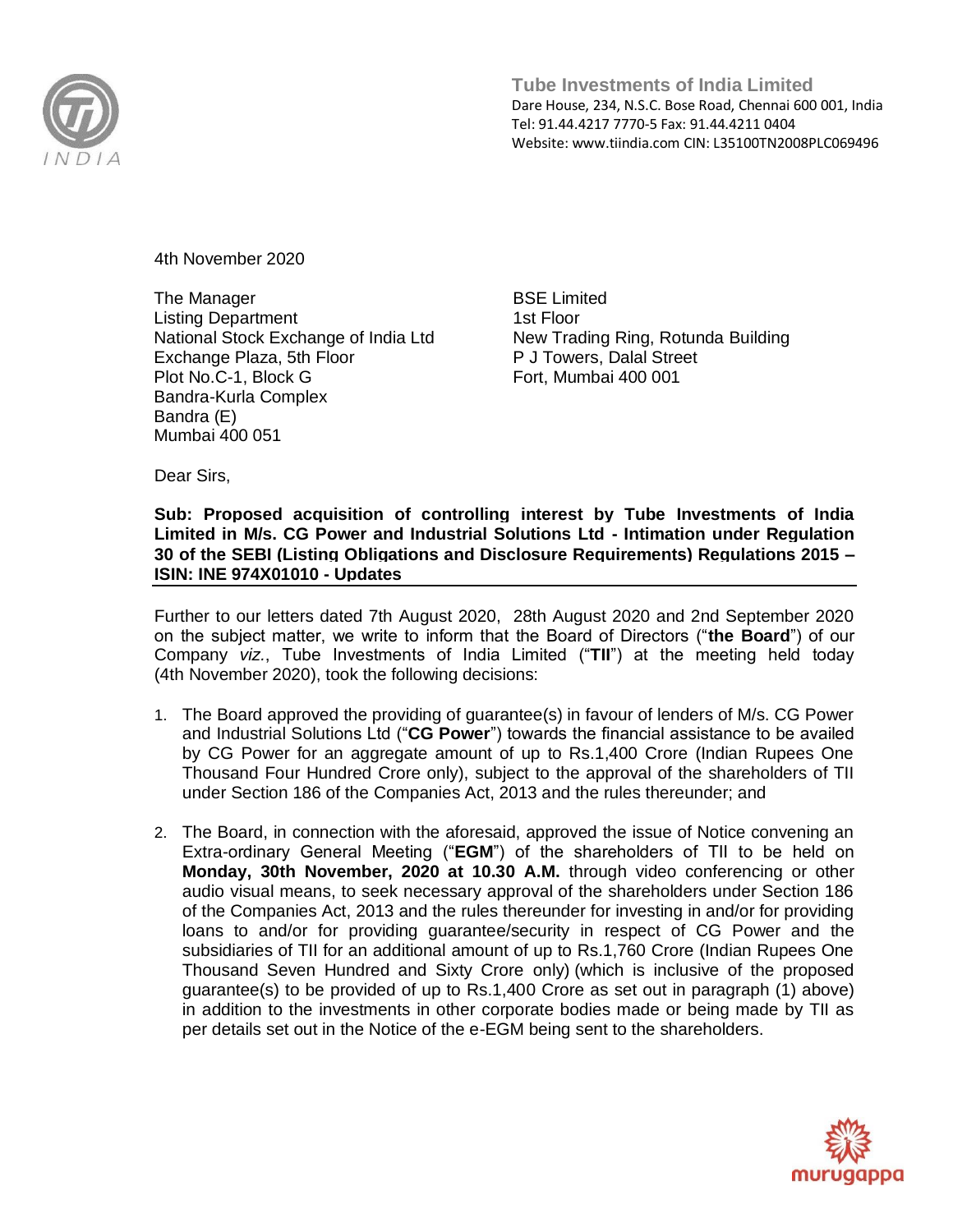**Tube Investments of India Limited**
Dare House, 234, N.S.C. Bose Road, Chennai 600 001, India
Tel: 91.44.4217 7770-5 Fax: 91.44.4211 0404
Website: www.tiindia.com CIN: L35100TN2008PLC069496

4th November 2020

The Manager
Listing Department
National Stock Exchange of India Ltd
Exchange Plaza, 5th Floor
Plot No.C-1, Block G
Bandra-Kurla Complex
Bandra (E)
Mumbai 400 051

BSE Limited
1st Floor
New Trading Ring, Rotunda Building
P J Towers, Dalal Street
Fort, Mumbai 400 001

Dear Sirs,

**Sub: Proposed acquisition of controlling interest by Tube Investments of India Limited in M/s. CG Power and Industrial Solutions Ltd - Intimation under Regulation 30 of the SEBI (Listing Obligations and Disclosure Requirements) Regulations 2015 – ISIN: INE 974X01010 - Updates**

Further to our letters dated 7th August 2020, 28th August 2020 and 2nd September 2020 on the subject matter, we write to inform that the Board of Directors ("**the Board**") of our Company *viz.*, Tube Investments of India Limited ("**TII**") at the meeting held today (4th November 2020), took the following decisions:

1. The Board approved the providing of guarantee(s) in favour of lenders of M/s. CG Power and Industrial Solutions Ltd ("**CG Power**") towards the financial assistance to be availed by CG Power for an aggregate amount of up to Rs.1,400 Crore (Indian Rupees One Thousand Four Hundred Crore only), subject to the approval of the shareholders of TII under Section 186 of the Companies Act, 2013 and the rules thereunder; and

2. The Board, in connection with the aforesaid, approved the issue of Notice convening an Extra-ordinary General Meeting ("**EGM**") of the shareholders of TII to be held on **Monday, 30th November, 2020 at 10.30 A.M.** through video conferencing or other audio visual means, to seek necessary approval of the shareholders under Section 186 of the Companies Act, 2013 and the rules thereunder for investing in and/or for providing loans to and/or for providing guarantee/security in respect of CG Power and the subsidiaries of TII for an additional amount of up to Rs.1,760 Crore (Indian Rupees One Thousand Seven Hundred and Sixty Crore only) (which is inclusive of the proposed guarantee(s) to be provided of up to Rs.1,400 Crore as set out in paragraph (1) above) in addition to the investments in other corporate bodies made or being made by TII as per details set out in the Notice of the e-EGM being sent to the shareholders.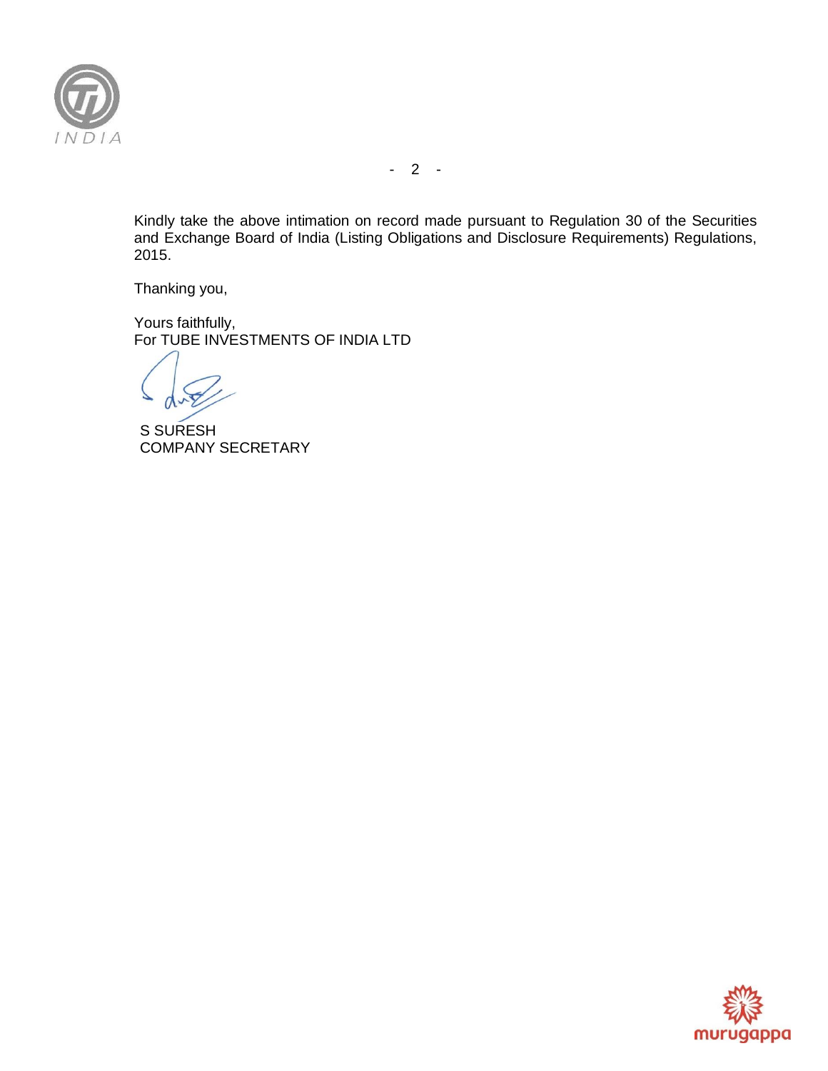Kindly take the above intimation on record made pursuant to Regulation 30 of the Securities and Exchange Board of India (Listing Obligations and Disclosure Requirements) Regulations, 2015.

Thanking you,

Yours faithfully,
For TUBE INVESTMENTS OF INDIA LTD

S SURESH
COMPANY SECRETARY